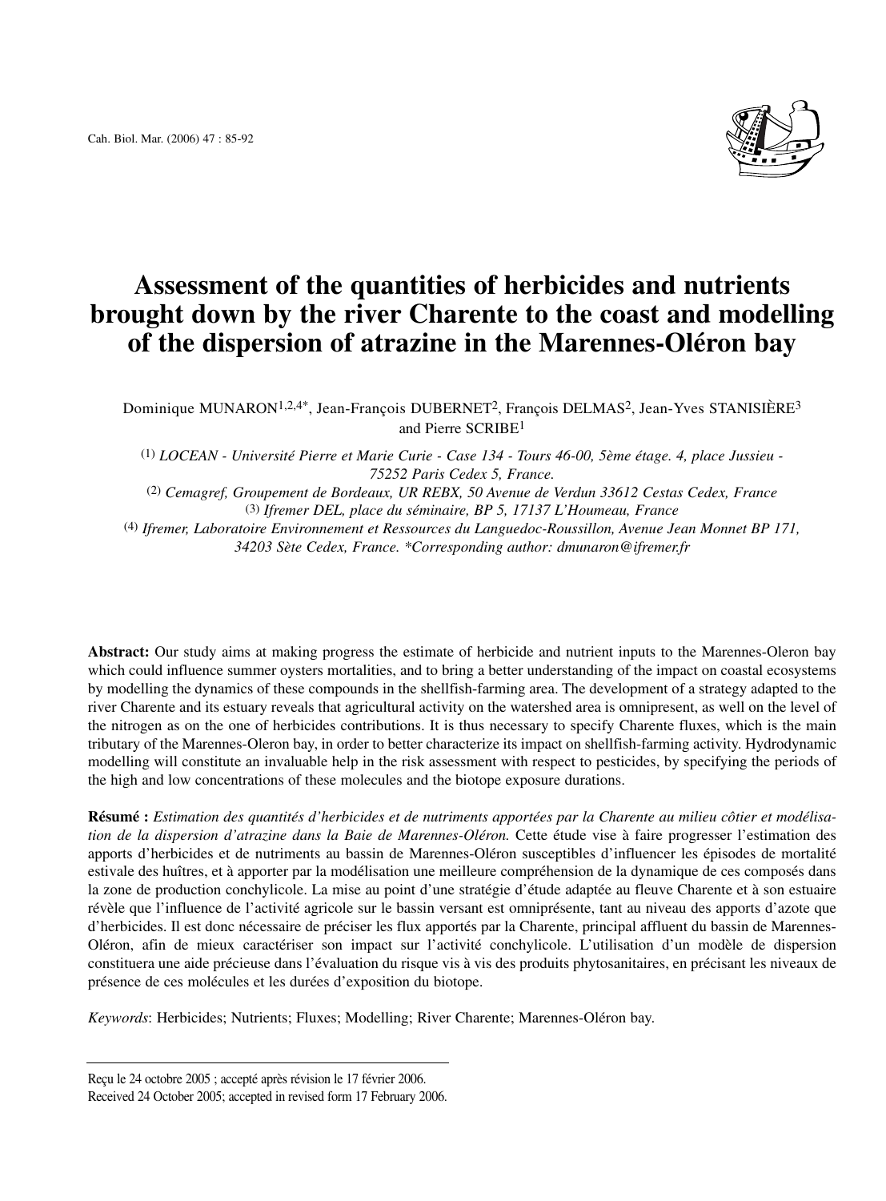# Assessment of the quantities of herbicides and nutrients brought down by the river Charente to the coast and modelling of the dispersion of atrazine in the Marennes-Oléron bay

Dominique MUNARON[1,2,4*], Jean-François DUBERNET[2], François DELMAS[2], Jean-Yves STANISIÈRE[3] and Pierre SCRIBE[1]

(1) *LOCEAN - Université Pierre et Marie Curie - Case 134 - Tours 46-00, 5ème étage. 4, place Jussieu - 75252 Paris Cedex 5, France.*
(2) *Cemagref, Groupement de Bordeaux, UR REBX, 50 Avenue de Verdun 33612 Cestas Cedex, France*
(3) *Ifremer DEL, place du séminaire, BP 5, 17137 L'Houmeau, France*
(4) *Ifremer, Laboratoire Environnement et Ressources du Languedoc-Roussillon, Avenue Jean Monnet BP 171, 34203 Sète Cedex, France. \*Corresponding author: dmunaron@ifremer.fr*

**Abstract:** Our study aims at making progress the estimate of herbicide and nutrient inputs to the Marennes-Oleron bay which could influence summer oysters mortalities, and to bring a better understanding of the impact on coastal ecosystems by modelling the dynamics of these compounds in the shellfish-farming area. The development of a strategy adapted to the river Charente and its estuary reveals that agricultural activity on the watershed area is omnipresent, as well on the level of the nitrogen as on the one of herbicides contributions. It is thus necessary to specify Charente fluxes, which is the main tributary of the Marennes-Oleron bay, in order to better characterize its impact on shellfish-farming activity. Hydrodynamic modelling will constitute an invaluable help in the risk assessment with respect to pesticides, by specifying the periods of the high and low concentrations of these molecules and the biotope exposure durations.

**Résumé :** *Estimation des quantités d'herbicides et de nutriments apportées par la Charente au milieu côtier et modélisation de la dispersion d'atrazine dans la Baie de Marennes-Oléron.* Cette étude vise à faire progresser l'estimation des apports d'herbicides et de nutriments au bassin de Marennes-Oléron susceptibles d'influencer les épisodes de mortalité estivale des huîtres, et à apporter par la modélisation une meilleure compréhension de la dynamique de ces composés dans la zone de production conchylicole. La mise au point d'une stratégie d'étude adaptée au fleuve Charente et à son estuaire révèle que l'influence de l'activité agricole sur le bassin versant est omniprésente, tant au niveau des apports d'azote que d'herbicides. Il est donc nécessaire de préciser les flux apportés par la Charente, principal affluent du bassin de Marennes-Oléron, afin de mieux caractériser son impact sur l'activité conchylicole. L'utilisation d'un modèle de dispersion constituera une aide précieuse dans l'évaluation du risque vis à vis des produits phytosanitaires, en précisant les niveaux de présence de ces molécules et les durées d'exposition du biotope.

*Keywords*: Herbicides; Nutrients; Fluxes; Modelling; River Charente; Marennes-Oléron bay.

Reçu le 24 octobre 2005 ; accepté après révision le 17 février 2006.
Received 24 October 2005; accepted in revised form 17 February 2006.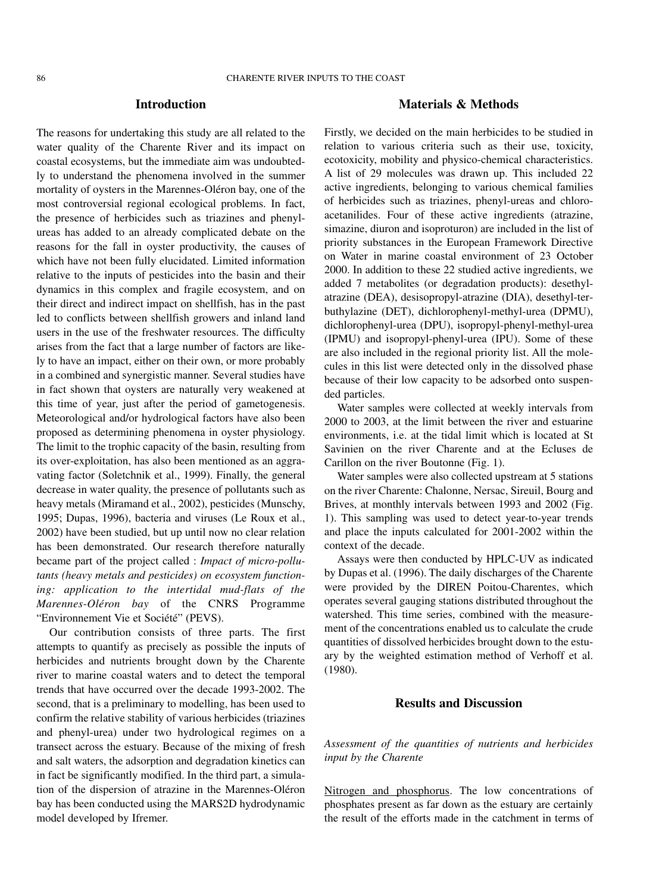## Introduction

The reasons for undertaking this study are all related to the water quality of the Charente River and its impact on coastal ecosystems, but the immediate aim was undoubtedly to understand the phenomena involved in the summer mortality of oysters in the Marennes-Oléron bay, one of the most controversial regional ecological problems. In fact, the presence of herbicides such as triazines and phenyl-ureas has added to an already complicated debate on the reasons for the fall in oyster productivity, the causes of which have not been fully elucidated. Limited information relative to the inputs of pesticides into the basin and their dynamics in this complex and fragile ecosystem, and on their direct and indirect impact on shellfish, has in the past led to conflicts between shellfish growers and inland land users in the use of the freshwater resources. The difficulty arises from the fact that a large number of factors are likely to have an impact, either on their own, or more probably in a combined and synergistic manner. Several studies have in fact shown that oysters are naturally very weakened at this time of year, just after the period of gametogenesis. Meteorological and/or hydrological factors have also been proposed as determining phenomena in oyster physiology. The limit to the trophic capacity of the basin, resulting from its over-exploitation, has also been mentioned as an aggravating factor (Soletchnik et al., 1999). Finally, the general decrease in water quality, the presence of pollutants such as heavy metals (Miramand et al., 2002), pesticides (Munschy, 1995; Dupas, 1996), bacteria and viruses (Le Roux et al., 2002) have been studied, but up until now no clear relation has been demonstrated. Our research therefore naturally became part of the project called : *Impact of micro-pollutants (heavy metals and pesticides) on ecosystem functioning: application to the intertidal mud-flats of the Marennes-Oléron bay* of the CNRS Programme "Environnement Vie et Société" (PEVS).

Our contribution consists of three parts. The first attempts to quantify as precisely as possible the inputs of herbicides and nutrients brought down by the Charente river to marine coastal waters and to detect the temporal trends that have occurred over the decade 1993-2002. The second, that is a preliminary to modelling, has been used to confirm the relative stability of various herbicides (triazines and phenyl-urea) under two hydrological regimes on a transect across the estuary. Because of the mixing of fresh and salt waters, the adsorption and degradation kinetics can in fact be significantly modified. In the third part, a simulation of the dispersion of atrazine in the Marennes-Oléron bay has been conducted using the MARS2D hydrodynamic model developed by Ifremer.

## Materials & Methods

Firstly, we decided on the main herbicides to be studied in relation to various criteria such as their use, toxicity, ecotoxicity, mobility and physico-chemical characteristics. A list of 29 molecules was drawn up. This included 22 active ingredients, belonging to various chemical families of herbicides such as triazines, phenyl-ureas and chloroacetanilides. Four of these active ingredients (atrazine, simazine, diuron and isoproturon) are included in the list of priority substances in the European Framework Directive on Water in marine coastal environment of 23 October 2000. In addition to these 22 studied active ingredients, we added 7 metabolites (or degradation products): desethyl-atrazine (DEA), desisopropyl-atrazine (DIA), desethyl-terbuthylazine (DET), dichlorophenyl-methyl-urea (DPMU), dichlorophenyl-urea (DPU), isopropyl-phenyl-methyl-urea (IPMU) and isopropyl-phenyl-urea (IPU). Some of these are also included in the regional priority list. All the molecules in this list were detected only in the dissolved phase because of their low capacity to be adsorbed onto suspended particles.

Water samples were collected at weekly intervals from 2000 to 2003, at the limit between the river and estuarine environments, i.e. at the tidal limit which is located at St Savinien on the river Charente and at the Ecluses de Carillon on the river Boutonne (Fig. 1).

Water samples were also collected upstream at 5 stations on the river Charente: Chalonne, Nersac, Sireuil, Bourg and Brives, at monthly intervals between 1993 and 2002 (Fig. 1). This sampling was used to detect year-to-year trends and place the inputs calculated for 2001-2002 within the context of the decade.

Assays were then conducted by HPLC-UV as indicated by Dupas et al. (1996). The daily discharges of the Charente were provided by the DIREN Poitou-Charentes, which operates several gauging stations distributed throughout the watershed. This time series, combined with the measurement of the concentrations enabled us to calculate the crude quantities of dissolved herbicides brought down to the estuary by the weighted estimation method of Verhoff et al. (1980).

## Results and Discussion

### *Assessment of the quantities of nutrients and herbicides input by the Charente*

Nitrogen and phosphorus. The low concentrations of phosphates present as far down as the estuary are certainly the result of the efforts made in the catchment in terms of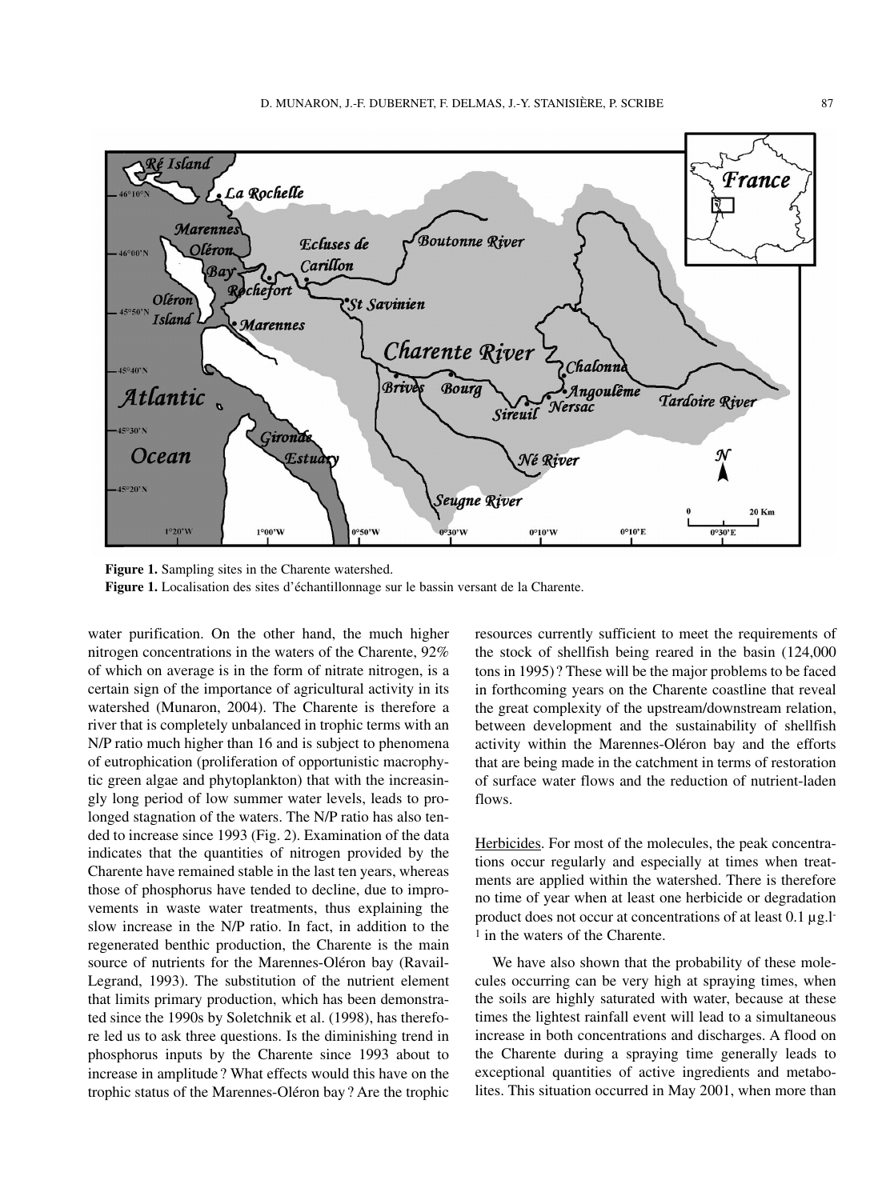**Figure 1.** Sampling sites in the Charente watershed.
**Figure 1.** Localisation des sites d'échantillonnage sur le bassin versant de la Charente.

water purification. On the other hand, the much higher nitrogen concentrations in the waters of the Charente, 92% of which on average is in the form of nitrate nitrogen, is a certain sign of the importance of agricultural activity in its watershed (Munaron, 2004). The Charente is therefore a river that is completely unbalanced in trophic terms with an N/P ratio much higher than 16 and is subject to phenomena of eutrophication (proliferation of opportunistic macrophytic green algae and phytoplankton) that with the increasingly long period of low summer water levels, leads to prolonged stagnation of the waters. The N/P ratio has also tended to increase since 1993 (Fig. 2). Examination of the data indicates that the quantities of nitrogen provided by the Charente have remained stable in the last ten years, whereas those of phosphorus have tended to decline, due to improvements in waste water treatments, thus explaining the slow increase in the N/P ratio. In fact, in addition to the regenerated benthic production, the Charente is the main source of nutrients for the Marennes-Oléron bay (Ravail-Legrand, 1993). The substitution of the nutrient element that limits primary production, which has been demonstrated since the 1990s by Soletchnik et al. (1998), has therefore led us to ask three questions. Is the diminishing trend in phosphorus inputs by the Charente since 1993 about to increase in amplitude ? What effects would this have on the trophic status of the Marennes-Oléron bay ? Are the trophic resources currently sufficient to meet the requirements of the stock of shellfish being reared in the basin (124,000 tons in 1995) ? These will be the major problems to be faced in forthcoming years on the Charente coastline that reveal the great complexity of the upstream/downstream relation, between development and the sustainability of shellfish activity within the Marennes-Oléron bay and the efforts that are being made in the catchment in terms of restoration of surface water flows and the reduction of nutrient-laden flows.

Herbicides. For most of the molecules, the peak concentrations occur regularly and especially at times when treatments are applied within the watershed. There is therefore no time of year when at least one herbicide or degradation product does not occur at concentrations of at least 0.1 $\mu g.l^{-1}$ in the waters of the Charente.

We have also shown that the probability of these molecules occurring can be very high at spraying times, when the soils are highly saturated with water, because at these times the lightest rainfall event will lead to a simultaneous increase in both concentrations and discharges. A flood on the Charente during a spraying time generally leads to exceptional quantities of active ingredients and metabolites. This situation occurred in May 2001, when more than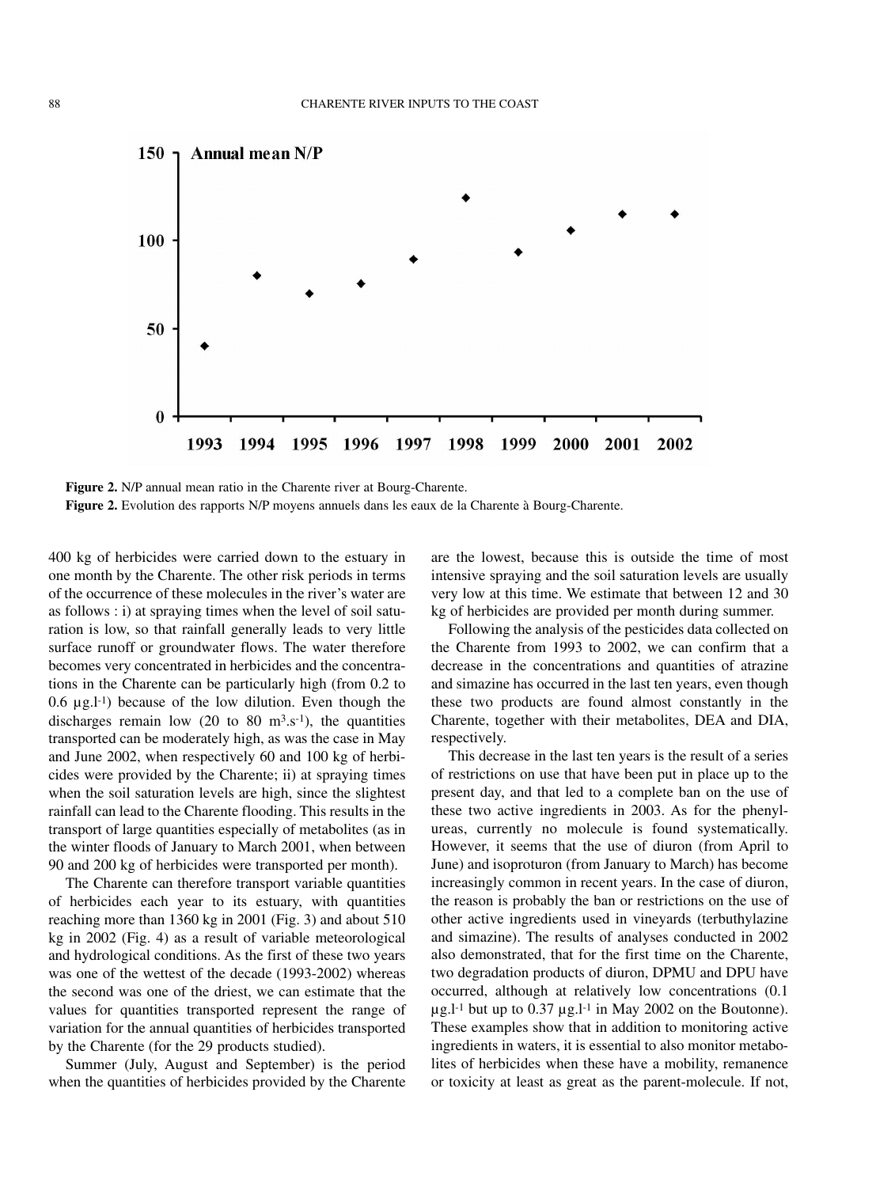**Figure 2.** N/P annual mean ratio in the Charente river at Bourg-Charente.

**Figure 2.** Evolution des rapports N/P moyens annuels dans les eaux de la Charente à Bourg-Charente.

400 kg of herbicides were carried down to the estuary in one month by the Charente. The other risk periods in terms of the occurrence of these molecules in the river's water are as follows : i) at spraying times when the level of soil saturation is low, so that rainfall generally leads to very little surface runoff or groundwater flows. The water therefore becomes very concentrated in herbicides and the concentrations in the Charente can be particularly high (from 0.2 to 0.6 $\mu g.l^{-1}$) because of the low dilution. Even though the discharges remain low (20 to 80 $m^3.s^{-1}$), the quantities transported can be moderately high, as was the case in May and June 2002, when respectively 60 and 100 kg of herbicides were provided by the Charente; ii) at spraying times when the soil saturation levels are high, since the slightest rainfall can lead to the Charente flooding. This results in the transport of large quantities especially of metabolites (as in the winter floods of January to March 2001, when between 90 and 200 kg of herbicides were transported per month).

The Charente can therefore transport variable quantities of herbicides each year to its estuary, with quantities reaching more than 1360 kg in 2001 (Fig. 3) and about 510 kg in 2002 (Fig. 4) as a result of variable meteorological and hydrological conditions. As the first of these two years was one of the wettest of the decade (1993-2002) whereas the second was one of the driest, we can estimate that the values for quantities transported represent the range of variation for the annual quantities of herbicides transported by the Charente (for the 29 products studied).

Summer (July, August and September) is the period when the quantities of herbicides provided by the Charente are the lowest, because this is outside the time of most intensive spraying and the soil saturation levels are usually very low at this time. We estimate that between 12 and 30 kg of herbicides are provided per month during summer.

Following the analysis of the pesticides data collected on the Charente from 1993 to 2002, we can confirm that a decrease in the concentrations and quantities of atrazine and simazine has occurred in the last ten years, even though these two products are found almost constantly in the Charente, together with their metabolites, DEA and DIA, respectively.

This decrease in the last ten years is the result of a series of restrictions on use that have been put in place up to the present day, and that led to a complete ban on the use of these two active ingredients in 2003. As for the phenylureas, currently no molecule is found systematically. However, it seems that the use of diuron (from April to June) and isoproturon (from January to March) has become increasingly common in recent years. In the case of diuron, the reason is probably the ban or restrictions on the use of other active ingredients used in vineyards (terbuthylazine and simazine). The results of analyses conducted in 2002 also demonstrated, that for the first time on the Charente, two degradation products of diuron, DPMU and DPU have occurred, although at relatively low concentrations (0.1 $\mu g.l^{-1}$ but up to 0.37 $\mu g.l^{-1}$ in May 2002 on the Boutonne). These examples show that in addition to monitoring active ingredients in waters, it is essential to also monitor metabolites of herbicides when these have a mobility, remanence or toxicity at least as great as the parent-molecule. If not,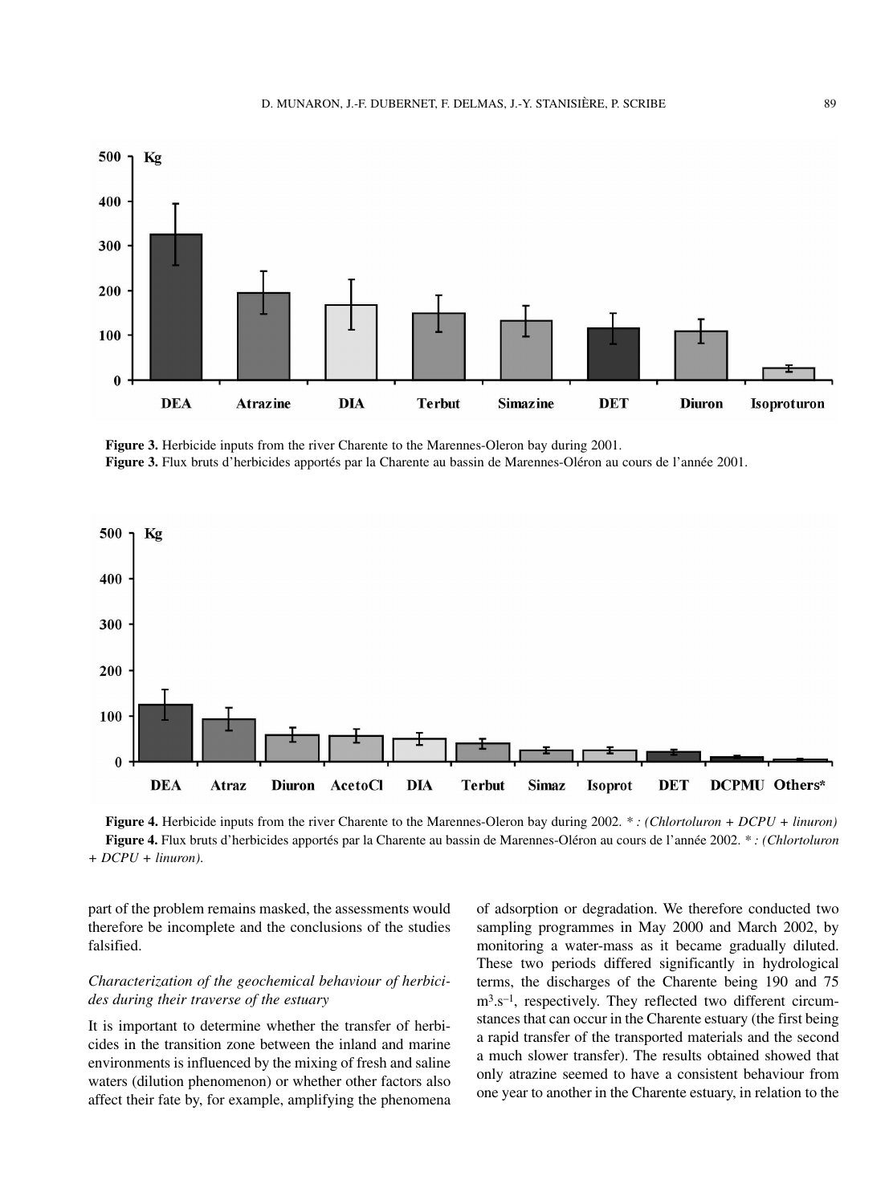**Figure 3.** Herbicide inputs from the river Charente to the Marennes-Oleron bay during 2001.
**Figure 3.** Flux bruts d'herbicides apportés par la Charente au bassin de Marennes-Oléron au cours de l'année 2001.

**Figure 4.** Herbicide inputs from the river Charente to the Marennes-Oleron bay during 2002. * *: (Chlortoluron + DCPU + linuron)*
**Figure 4.** Flux bruts d'herbicides apportés par la Charente au bassin de Marennes-Oléron au cours de l'année 2002. * *: (Chlortoluron + DCPU + linuron).*

part of the problem remains masked, the assessments would therefore be incomplete and the conclusions of the studies falsified.

*Characterization of the geochemical behaviour of herbicides during their traverse of the estuary*

It is important to determine whether the transfer of herbicides in the transition zone between the inland and marine environments is influenced by the mixing of fresh and saline waters (dilution phenomenon) or whether other factors also affect their fate by, for example, amplifying the phenomena of adsorption or degradation. We therefore conducted two sampling programmes in May 2000 and March 2002, by monitoring a water-mass as it became gradually diluted. These two periods differed significantly in hydrological terms, the discharges of the Charente being 190 and 75 $m^3.s^{-1}$, respectively. They reflected two different circumstances that can occur in the Charente estuary (the first being a rapid transfer of the transported materials and the second a much slower transfer). The results obtained showed that only atrazine seemed to have a consistent behaviour from one year to another in the Charente estuary, in relation to the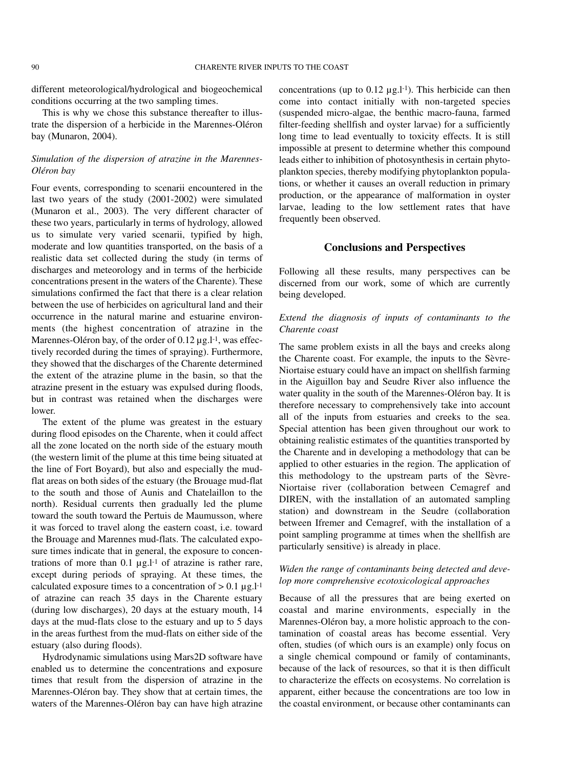different meteorological/hydrological and biogeochemical conditions occurring at the two sampling times.

This is why we chose this substance thereafter to illustrate the dispersion of a herbicide in the Marennes-Oléron bay (Munaron, 2004).

### *Simulation of the dispersion of atrazine in the Marennes-Oléron bay*

Four events, corresponding to scenarii encountered in the last two years of the study (2001-2002) were simulated (Munaron et al., 2003). The very different character of these two years, particularly in terms of hydrology, allowed us to simulate very varied scenarii, typified by high, moderate and low quantities transported, on the basis of a realistic data set collected during the study (in terms of discharges and meteorology and in terms of the herbicide concentrations present in the waters of the Charente). These simulations confirmed the fact that there is a clear relation between the use of herbicides on agricultural land and their occurrence in the natural marine and estuarine environments (the highest concentration of atrazine in the Marennes-Oléron bay, of the order of 0.12 µg.l$^{-1}$, was effectively recorded during the times of spraying). Furthermore, they showed that the discharges of the Charente determined the extent of the atrazine plume in the basin, so that the atrazine present in the estuary was expulsed during floods, but in contrast was retained when the discharges were lower.

The extent of the plume was greatest in the estuary during flood episodes on the Charente, when it could affect all the zone located on the north side of the estuary mouth (the western limit of the plume at this time being situated at the line of Fort Boyard), but also and especially the mud-flat areas on both sides of the estuary (the Brouage mud-flat to the south and those of Aunis and Chatelaillon to the north). Residual currents then gradually led the plume toward the south toward the Pertuis de Maumusson, where it was forced to travel along the eastern coast, i.e. toward the Brouage and Marennes mud-flats. The calculated exposure times indicate that in general, the exposure to concentrations of more than 0.1 µg.l$^{-1}$ of atrazine is rather rare, except during periods of spraying. At these times, the calculated exposure times to a concentration of > 0.1 µg.l$^{-1}$ of atrazine can reach 35 days in the Charente estuary (during low discharges), 20 days at the estuary mouth, 14 days at the mud-flats close to the estuary and up to 5 days in the areas furthest from the mud-flats on either side of the estuary (also during floods).

Hydrodynamic simulations using Mars2D software have enabled us to determine the concentrations and exposure times that result from the dispersion of atrazine in the Marennes-Oléron bay. They show that at certain times, the waters of the Marennes-Oléron bay can have high atrazine concentrations (up to 0.12 µg.l$^{-1}$). This herbicide can then come into contact initially with non-targeted species (suspended micro-algae, the benthic macro-fauna, farmed filter-feeding shellfish and oyster larvae) for a sufficiently long time to lead eventually to toxicity effects. It is still impossible at present to determine whether this compound leads either to inhibition of photosynthesis in certain phytoplankton species, thereby modifying phytoplankton populations, or whether it causes an overall reduction in primary production, or the appearance of malformation in oyster larvae, leading to the low settlement rates that have frequently been observed.

## Conclusions and Perspectives

Following all these results, many perspectives can be discerned from our work, some of which are currently being developed.

### *Extend the diagnosis of inputs of contaminants to the Charente coast*

The same problem exists in all the bays and creeks along the Charente coast. For example, the inputs to the Sèvre-Niortaise estuary could have an impact on shellfish farming in the Aiguillon bay and Seudre River also influence the water quality in the south of the Marennes-Oléron bay. It is therefore necessary to comprehensively take into account all of the inputs from estuaries and creeks to the sea. Special attention has been given throughout our work to obtaining realistic estimates of the quantities transported by the Charente and in developing a methodology that can be applied to other estuaries in the region. The application of this methodology to the upstream parts of the Sèvre-Niortaise river (collaboration between Cemagref and DIREN, with the installation of an automated sampling station) and downstream in the Seudre (collaboration between Ifremer and Cemagref, with the installation of a point sampling programme at times when the shellfish are particularly sensitive) is already in place.

### *Widen the range of contaminants being detected and develop more comprehensive ecotoxicological approaches*

Because of all the pressures that are being exerted on coastal and marine environments, especially in the Marennes-Oléron bay, a more holistic approach to the contamination of coastal areas has become essential. Very often, studies (of which ours is an example) only focus on a single chemical compound or family of contaminants, because of the lack of resources, so that it is then difficult to characterize the effects on ecosystems. No correlation is apparent, either because the concentrations are too low in the coastal environment, or because other contaminants can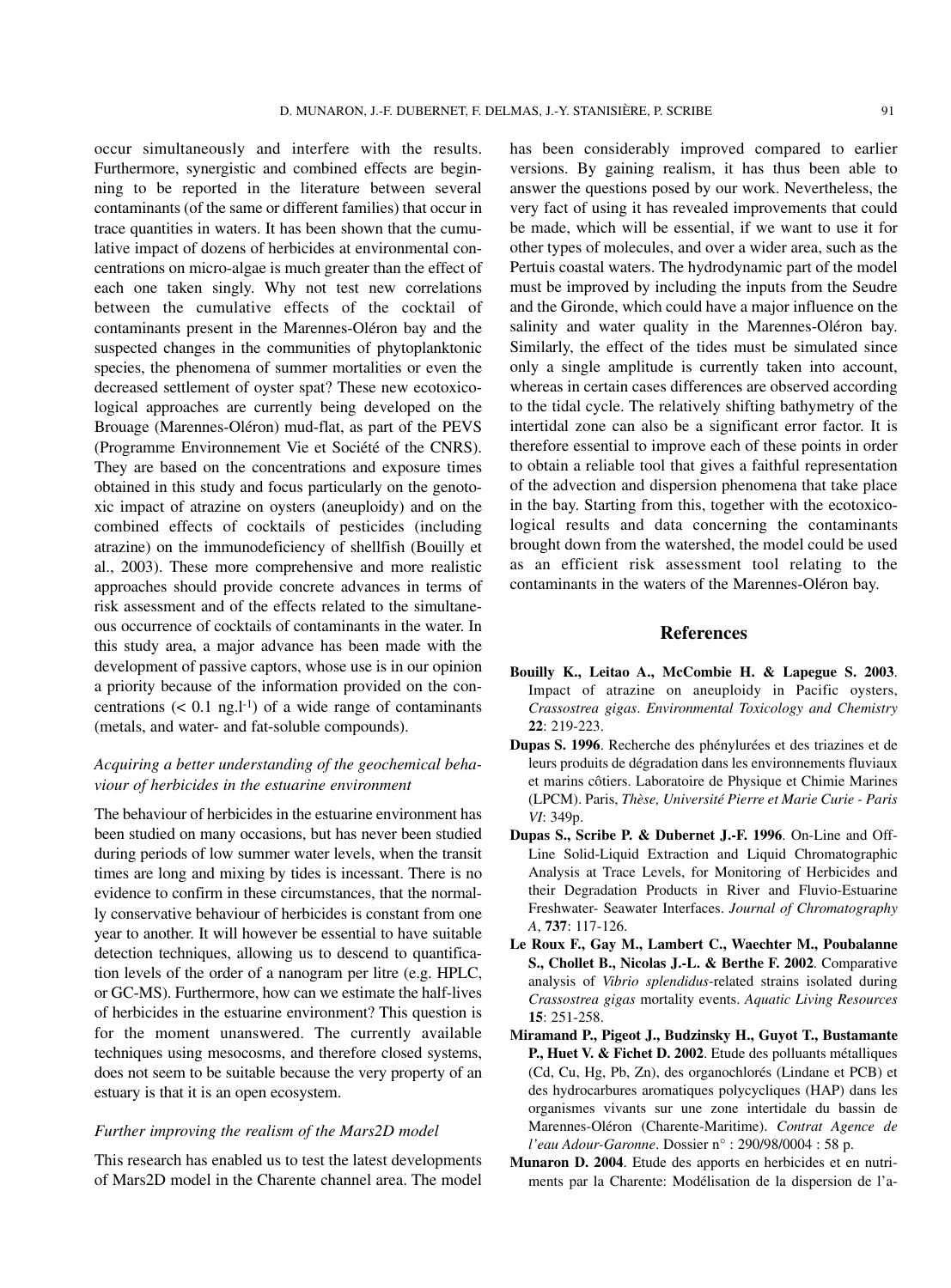occur simultaneously and interfere with the results. Furthermore, synergistic and combined effects are beginning to be reported in the literature between several contaminants (of the same or different families) that occur in trace quantities in waters. It has been shown that the cumulative impact of dozens of herbicides at environmental concentrations on micro-algae is much greater than the effect of each one taken singly. Why not test new correlations between the cumulative effects of the cocktail of contaminants present in the Marennes-Oléron bay and the suspected changes in the communities of phytoplanktonic species, the phenomena of summer mortalities or even the decreased settlement of oyster spat? These new ecotoxicological approaches are currently being developed on the Brouage (Marennes-Oléron) mud-flat, as part of the PEVS (Programme Environnement Vie et Société of the CNRS). They are based on the concentrations and exposure times obtained in this study and focus particularly on the genotoxic impact of atrazine on oysters (aneuploidy) and on the combined effects of cocktails of pesticides (including atrazine) on the immunodeficiency of shellfish (Bouilly et al., 2003). These more comprehensive and more realistic approaches should provide concrete advances in terms of risk assessment and of the effects related to the simultaneous occurrence of cocktails of contaminants in the water. In this study area, a major advance has been made with the development of passive captors, whose use is in our opinion a priority because of the information provided on the concentrations (< 0.1 ng.l$^{-1}$) of a wide range of contaminants (metals, and water- and fat-soluble compounds).

### *Acquiring a better understanding of the geochemical behaviour of herbicides in the estuarine environment*

The behaviour of herbicides in the estuarine environment has been studied on many occasions, but has never been studied during periods of low summer water levels, when the transit times are long and mixing by tides is incessant. There is no evidence to confirm in these circumstances, that the normally conservative behaviour of herbicides is constant from one year to another. It will however be essential to have suitable detection techniques, allowing us to descend to quantification levels of the order of a nanogram per litre (e.g. HPLC, or GC-MS). Furthermore, how can we estimate the half-lives of herbicides in the estuarine environment? This question is for the moment unanswered. The currently available techniques using mesocosms, and therefore closed systems, does not seem to be suitable because the very property of an estuary is that it is an open ecosystem.

### *Further improving the realism of the Mars2D model*

This research has enabled us to test the latest developments of Mars2D model in the Charente channel area. The model has been considerably improved compared to earlier versions. By gaining realism, it has thus been able to answer the questions posed by our work. Nevertheless, the very fact of using it has revealed improvements that could be made, which will be essential, if we want to use it for other types of molecules, and over a wider area, such as the Pertuis coastal waters. The hydrodynamic part of the model must be improved by including the inputs from the Seudre and the Gironde, which could have a major influence on the salinity and water quality in the Marennes-Oléron bay. Similarly, the effect of the tides must be simulated since only a single amplitude is currently taken into account, whereas in certain cases differences are observed according to the tidal cycle. The relatively shifting bathymetry of the intertidal zone can also be a significant error factor. It is therefore essential to improve each of these points in order to obtain a reliable tool that gives a faithful representation of the advection and dispersion phenomena that take place in the bay. Starting from this, together with the ecotoxicological results and data concerning the contaminants brought down from the watershed, the model could be used as an efficient risk assessment tool relating to the contaminants in the waters of the Marennes-Oléron bay.

## References

**Bouilly K., Leitao A., McCombie H. & Lapegue S. 2003**. Impact of atrazine on aneuploidy in Pacific oysters, *Crassostrea gigas*. *Environmental Toxicology and Chemistry* **22**: 219-223.

**Dupas S. 1996**. Recherche des phénylurées et des triazines et de leurs produits de dégradation dans les environnements fluviaux et marins côtiers. Laboratoire de Physique et Chimie Marines (LPCM). Paris, *Thèse, Université Pierre et Marie Curie - Paris VI*: 349p.

**Dupas S., Scribe P. & Dubernet J.-F. 1996**. On-Line and Off-Line Solid-Liquid Extraction and Liquid Chromatographic Analysis at Trace Levels, for Monitoring of Herbicides and their Degradation Products in River and Fluvio-Estuarine Freshwater- Seawater Interfaces. *Journal of Chromatography A*, **737**: 117-126.

**Le Roux F., Gay M., Lambert C., Waechter M., Poubalanne S., Chollet B., Nicolas J.-L. & Berthe F. 2002**. Comparative analysis of *Vibrio splendidus*-related strains isolated during *Crassostrea gigas* mortality events. *Aquatic Living Resources* **15**: 251-258.

**Miramand P., Pigeot J., Budzinsky H., Guyot T., Bustamante P., Huet V. & Fichet D. 2002**. Etude des polluants métalliques (Cd, Cu, Hg, Pb, Zn), des organochlorés (Lindane et PCB) et des hydrocarbures aromatiques polycycliques (HAP) dans les organismes vivants sur une zone intertidale du bassin de Marennes-Oléron (Charente-Maritime). *Contrat Agence de l'eau Adour-Garonne*. Dossier n° : 290/98/0004 : 58 p.

**Munaron D. 2004**. Etude des apports en herbicides et en nutriments par la Charente: Modélisation de la dispersion de l'a-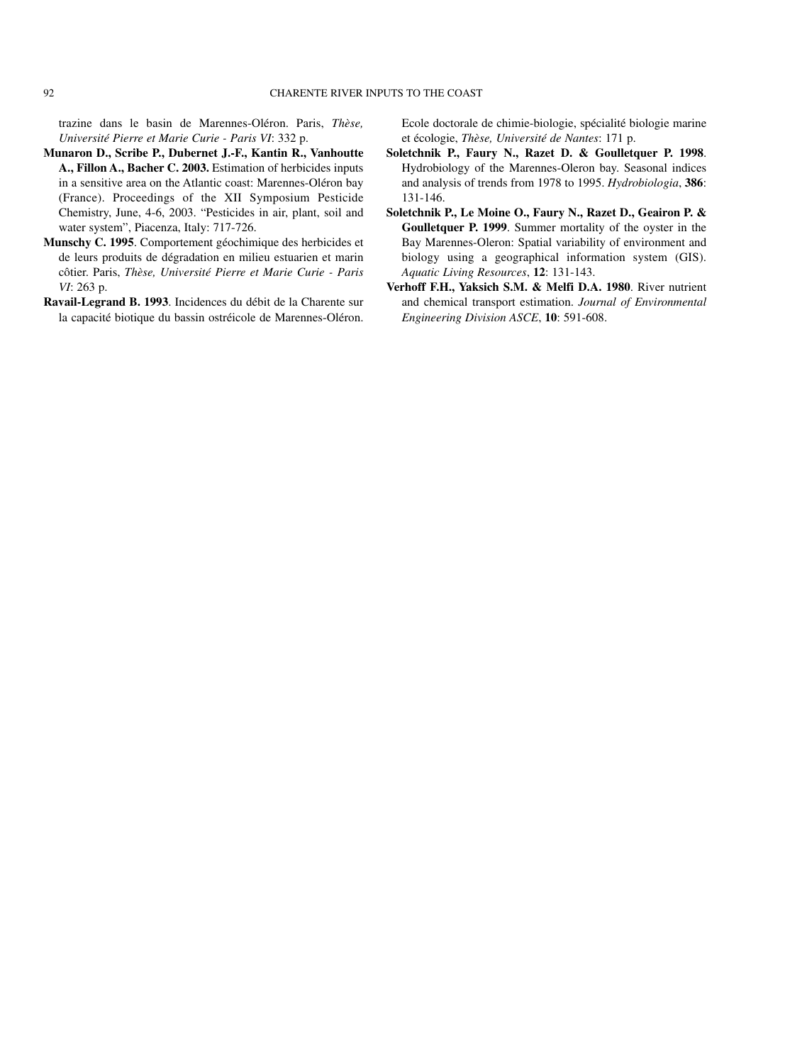trazine dans le basin de Marennes-Oléron. Paris, *Thèse, Université Pierre et Marie Curie - Paris VI*: 332 p.

**Munaron D., Scribe P., Dubernet J.-F., Kantin R., Vanhoutte A., Fillon A., Bacher C. 2003.** Estimation of herbicides inputs in a sensitive area on the Atlantic coast: Marennes-Oléron bay (France). Proceedings of the XII Symposium Pesticide Chemistry, June, 4-6, 2003. "Pesticides in air, plant, soil and water system", Piacenza, Italy: 717-726.

**Munschy C. 1995**. Comportement géochimique des herbicides et de leurs produits de dégradation en milieu estuarien et marin côtier. Paris, *Thèse, Université Pierre et Marie Curie - Paris VI*: 263 p.

**Ravail-Legrand B. 1993**. Incidences du débit de la Charente sur la capacité biotique du bassin ostréicole de Marennes-Oléron. Ecole doctorale de chimie-biologie, spécialité biologie marine et écologie, *Thèse, Université de Nantes*: 171 p.

**Soletchnik P., Faury N., Razet D. & Goulletquer P. 1998**. Hydrobiology of the Marennes-Oleron bay. Seasonal indices and analysis of trends from 1978 to 1995. *Hydrobiologia*, **386**: 131-146.

**Soletchnik P., Le Moine O., Faury N., Razet D., Geairon P. & Goulletquer P. 1999**. Summer mortality of the oyster in the Bay Marennes-Oleron: Spatial variability of environment and biology using a geographical information system (GIS). *Aquatic Living Resources*, **12**: 131-143.

**Verhoff F.H., Yaksich S.M. & Melfi D.A. 1980**. River nutrient and chemical transport estimation. *Journal of Environmental Engineering Division ASCE*, **10**: 591-608.